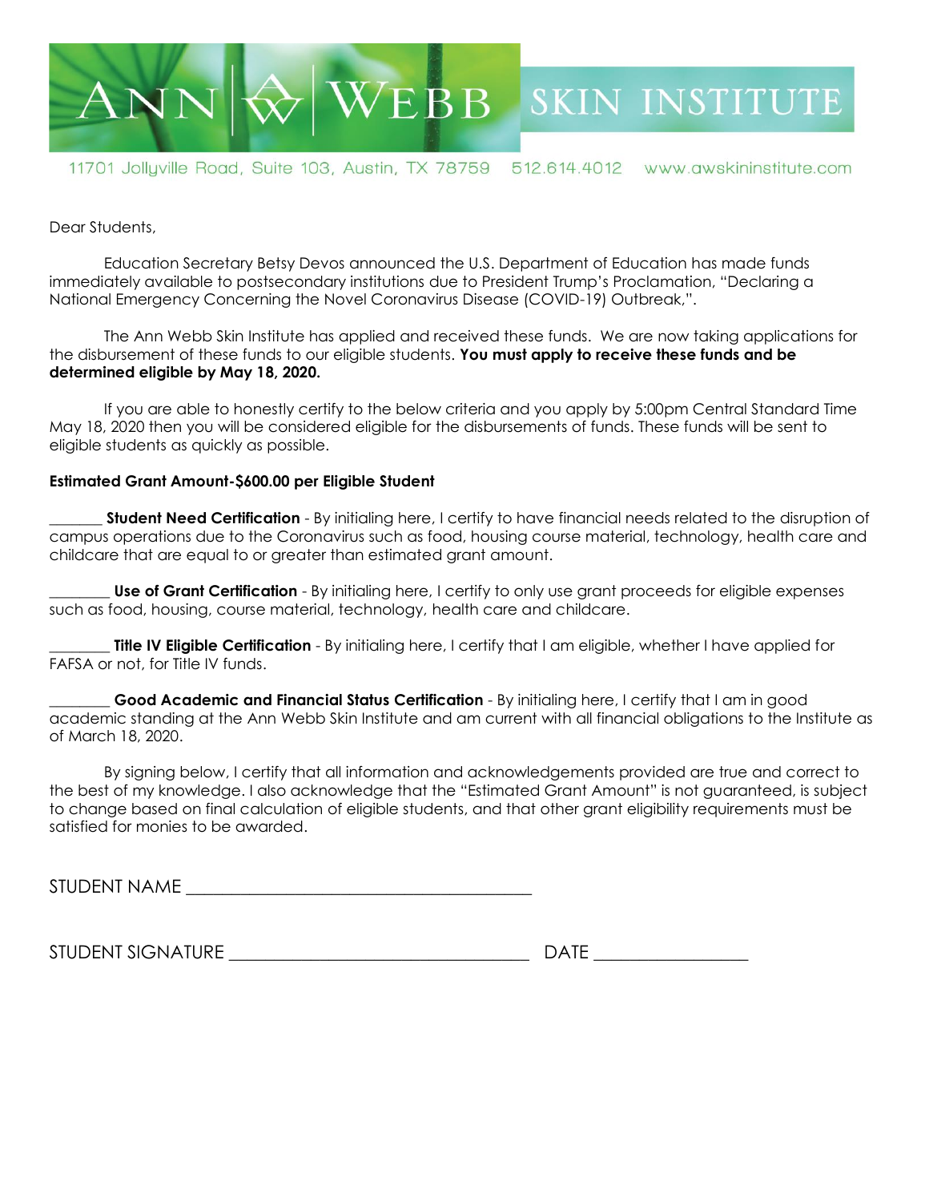# ANN WEBB SKIN INSTITUTE

11701 Jollyville Road, Suite 103, Austin, TX 78759   512.614.4012   www.awskininstitute.com

Dear Students,

Education Secretary Betsy Devos announced the U.S. Department of Education has made funds immediately available to postsecondary institutions due to President Trump's Proclamation, "Declaring a National Emergency Concerning the Novel Coronavirus Disease (COVID-19) Outbreak,".

The Ann Webb Skin Institute has applied and received these funds. We are now taking applications for the disbursement of these funds to our eligible students. **You must apply to receive these funds and be determined eligible by May 18, 2020.**

If you are able to honestly certify to the below criteria and you apply by 5:00pm Central Standard Time May 18, 2020 then you will be considered eligible for the disbursements of funds. These funds will be sent to eligible students as quickly as possible.

**Estimated Grant Amount-$600.00 per Eligible Student**

_______ **Student Need Certification** - By initialing here, I certify to have financial needs related to the disruption of campus operations due to the Coronavirus such as food, housing course material, technology, health care and childcare that are equal to or greater than estimated grant amount.

________ **Use of Grant Certification** - By initialing here, I certify to only use grant proceeds for eligible expenses such as food, housing, course material, technology, health care and childcare.

________ **Title IV Eligible Certification** - By initialing here, I certify that I am eligible, whether I have applied for FAFSA or not, for Title IV funds.

________ **Good Academic and Financial Status Certification** - By initialing here, I certify that I am in good academic standing at the Ann Webb Skin Institute and am current with all financial obligations to the Institute as of March 18, 2020.

By signing below, I certify that all information and acknowledgements provided are true and correct to the best of my knowledge. I also acknowledge that the "Estimated Grant Amount" is not guaranteed, is subject to change based on final calculation of eligible students, and that other grant eligibility requirements must be satisfied for monies to be awarded.

STUDENT NAME ________________________________________

STUDENT SIGNATURE __________________________________ DATE _________________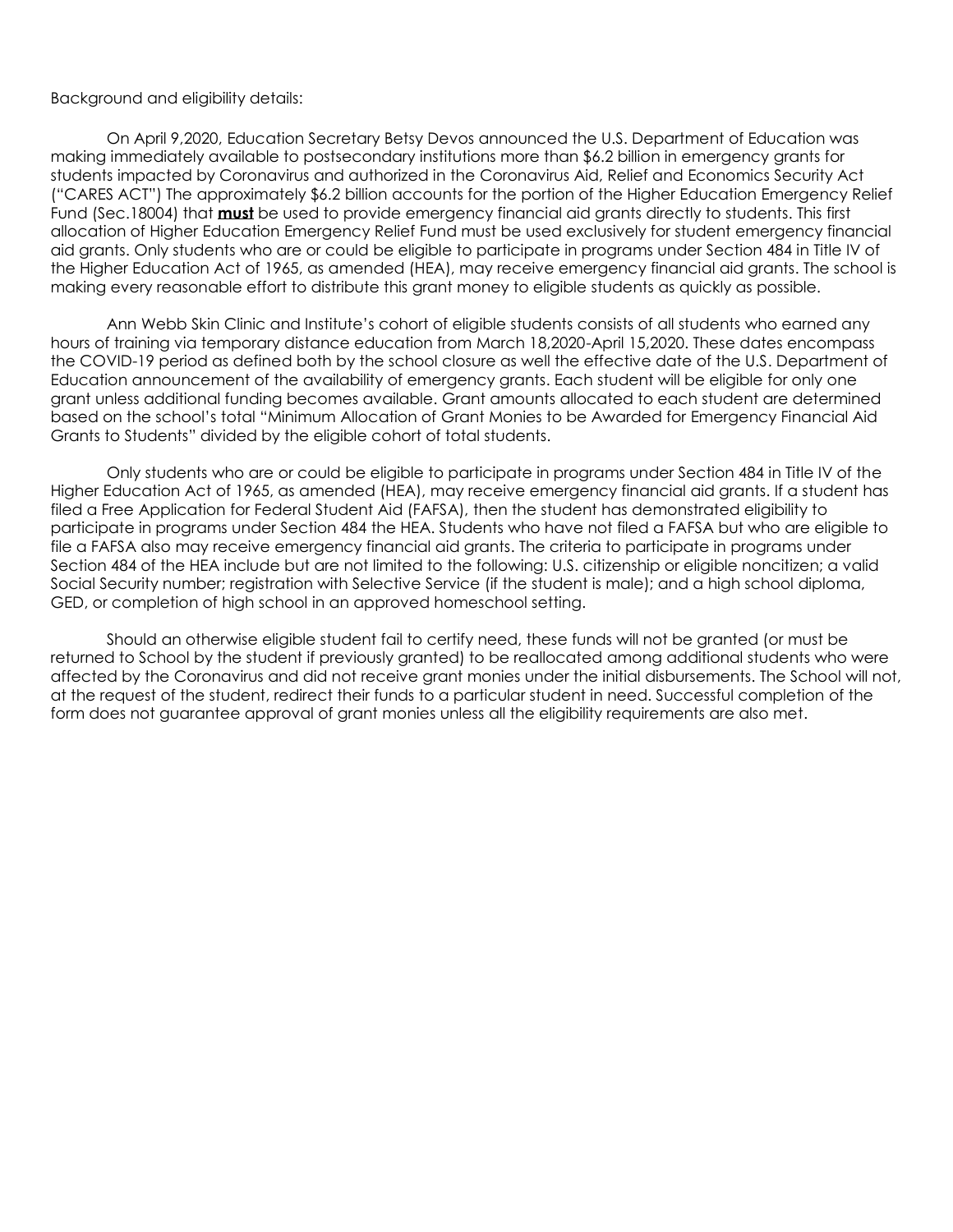Background and eligibility details:

On April 9,2020, Education Secretary Betsy Devos announced the U.S. Department of Education was making immediately available to postsecondary institutions more than $6.2 billion in emergency grants for students impacted by Coronavirus and authorized in the Coronavirus Aid, Relief and Economics Security Act ("CARES ACT") The approximately $6.2 billion accounts for the portion of the Higher Education Emergency Relief Fund (Sec.18004) that **must** be used to provide emergency financial aid grants directly to students. This first allocation of Higher Education Emergency Relief Fund must be used exclusively for student emergency financial aid grants. Only students who are or could be eligible to participate in programs under Section 484 in Title IV of the Higher Education Act of 1965, as amended (HEA), may receive emergency financial aid grants. The school is making every reasonable effort to distribute this grant money to eligible students as quickly as possible.

Ann Webb Skin Clinic and Institute's cohort of eligible students consists of all students who earned any hours of training via temporary distance education from March 18,2020-April 15,2020. These dates encompass the COVID-19 period as defined both by the school closure as well the effective date of the U.S. Department of Education announcement of the availability of emergency grants. Each student will be eligible for only one grant unless additional funding becomes available. Grant amounts allocated to each student are determined based on the school's total "Minimum Allocation of Grant Monies to be Awarded for Emergency Financial Aid Grants to Students" divided by the eligible cohort of total students.

Only students who are or could be eligible to participate in programs under Section 484 in Title IV of the Higher Education Act of 1965, as amended (HEA), may receive emergency financial aid grants. If a student has filed a Free Application for Federal Student Aid (FAFSA), then the student has demonstrated eligibility to participate in programs under Section 484 the HEA. Students who have not filed a FAFSA but who are eligible to file a FAFSA also may receive emergency financial aid grants. The criteria to participate in programs under Section 484 of the HEA include but are not limited to the following: U.S. citizenship or eligible noncitizen; a valid Social Security number; registration with Selective Service (if the student is male); and a high school diploma, GED, or completion of high school in an approved homeschool setting.

Should an otherwise eligible student fail to certify need, these funds will not be granted (or must be returned to School by the student if previously granted) to be reallocated among additional students who were affected by the Coronavirus and did not receive grant monies under the initial disbursements. The School will not, at the request of the student, redirect their funds to a particular student in need. Successful completion of the form does not guarantee approval of grant monies unless all the eligibility requirements are also met.